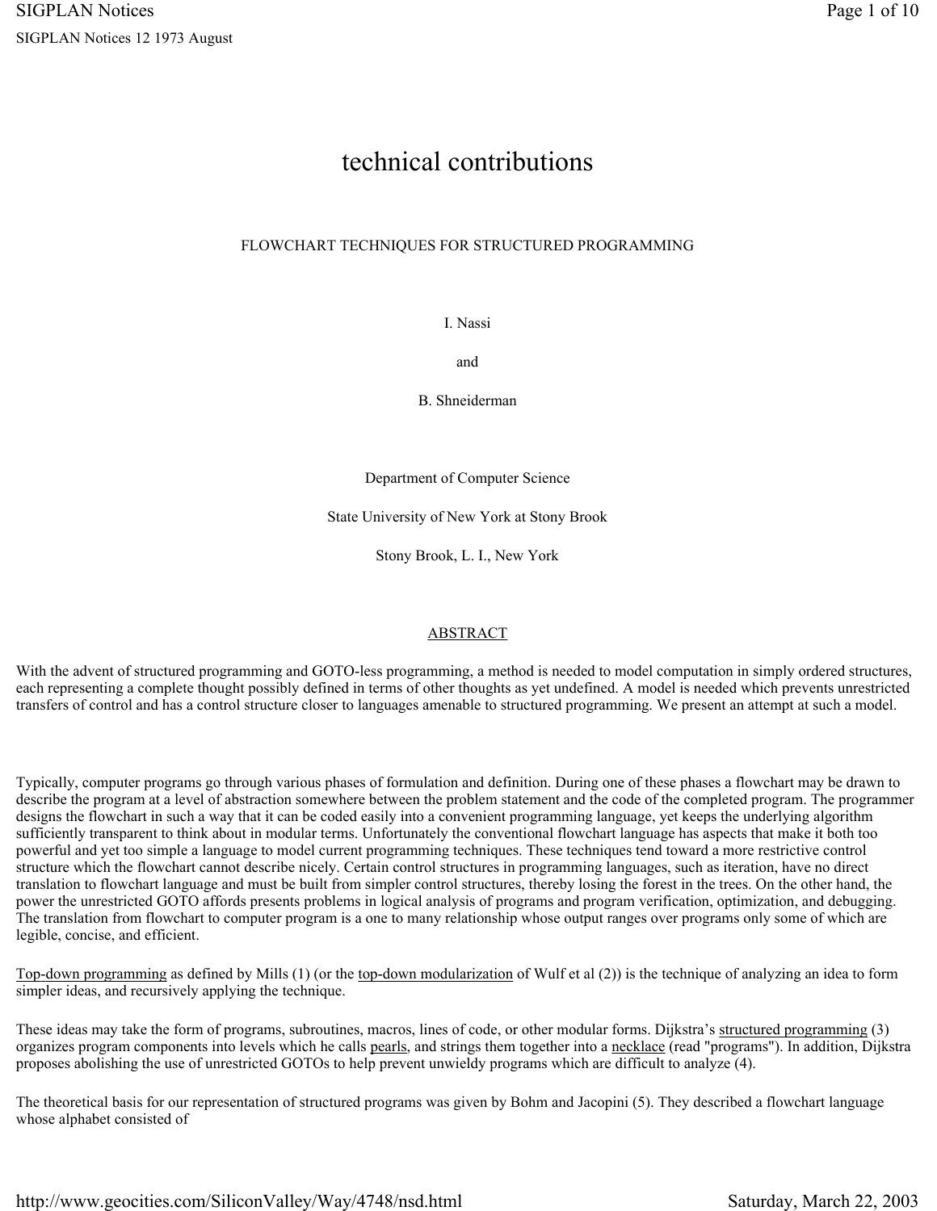# technical contributions

## FLOWCHART TECHNIQUES FOR STRUCTURED PROGRAMMING

I. Nassi

and

B. Shneiderman

Department of Computer Science

State University of New York at Stony Brook

Stony Brook, L. I., New York

### ABSTRACT

With the advent of structured programming and GOTO-less programming, a method is needed to model computation in simply ordered structures, each representing a complete thought possibly defined in terms of other thoughts as yet undefined. A model is needed which prevents unrestricted transfers of control and has a control structure closer to languages amenable to structured programming. We present an attempt at such a model.

Typically, computer programs go through various phases of formulation and definition. During one of these phases a flowchart may be drawn to describe the program at a level of abstraction somewhere between the problem statement and the code of the completed program. The programmer designs the flowchart in such a way that it can be coded easily into a convenient programming language, yet keeps the underlying algorithm sufficiently transparent to think about in modular terms. Unfortunately the conventional flowchart language has aspects that make it both too powerful and yet too simple a language to model current programming techniques. These techniques tend toward a more restrictive control structure which the flowchart cannot describe nicely. Certain control structures in programming languages, such as iteration, have no direct translation to flowchart language and must be built from simpler control structures, thereby losing the forest in the trees. On the other hand, the power the unrestricted GOTO affords presents problems in logical analysis of programs and program verification, optimization, and debugging. The translation from flowchart to computer program is a one to many relationship whose output ranges over programs only some of which are legible, concise, and efficient.

Top-down programming as defined by Mills (1) (or the top-down modularization of Wulf et al (2)) is the technique of analyzing an idea to form simpler ideas, and recursively applying the technique.

These ideas may take the form of programs, subroutines, macros, lines of code, or other modular forms. Dijkstra's structured programming (3) organizes program components into levels which he calls pearls, and strings them together into a necklace (read "programs"). In addition, Dijkstra proposes abolishing the use of unrestricted GOTOs to help prevent unwieldy programs which are difficult to analyze (4).

The theoretical basis for our representation of structured programs was given by Bohm and Jacopini (5). They described a flowchart language whose alphabet consisted of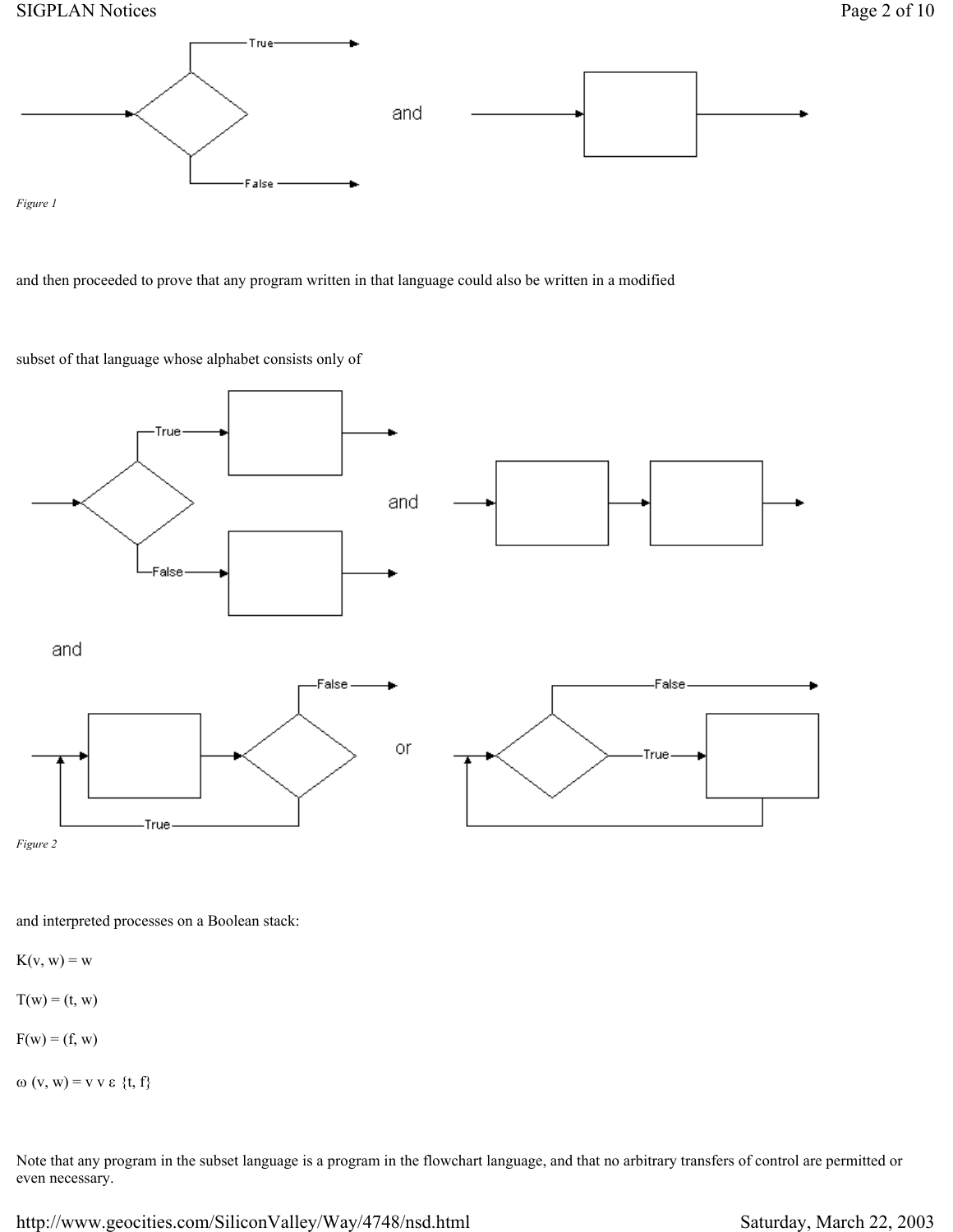*Figure 1*

and then proceeded to prove that any program written in that language could also be written in a modified

subset of that language whose alphabet consists only of

*Figure 2*

and interpreted processes on a Boolean stack:

$K(v, w) = w$

$T(w) = (t, w)$

$F(w) = (f, w)$

$\omega (v, w) = v \vee \varepsilon \{t, f\}$

Note that any program in the subset language is a program in the flowchart language, and that no arbitrary transfers of control are permitted or even necessary.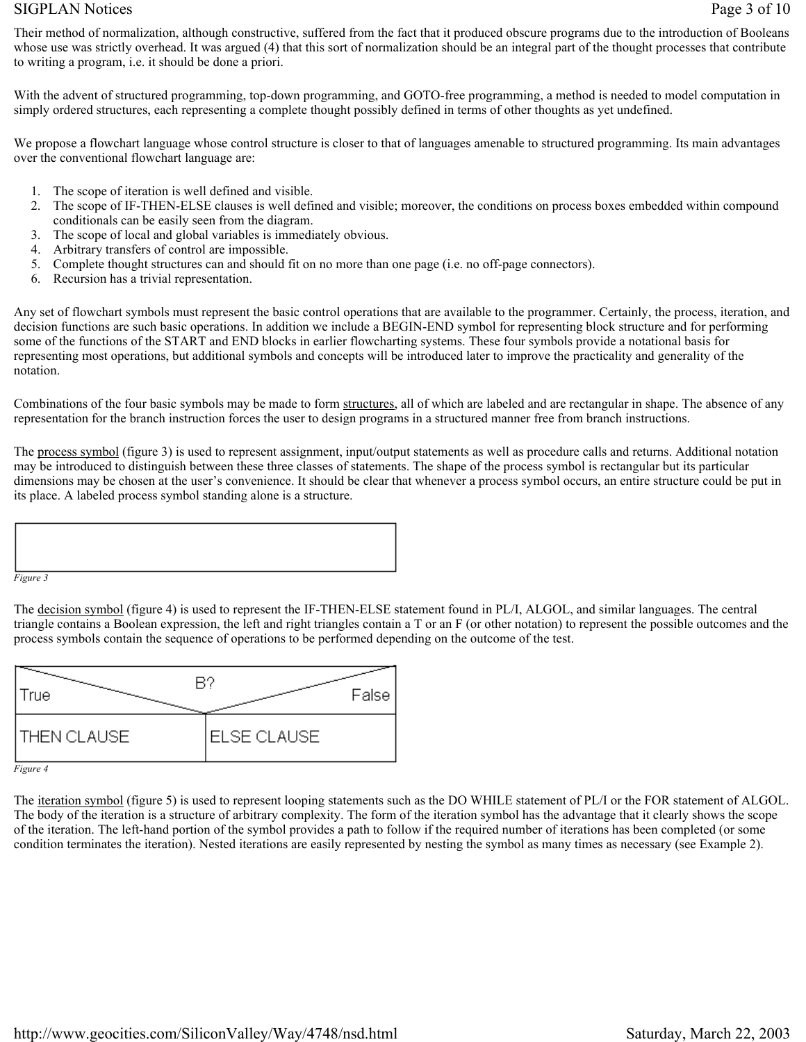Their method of normalization, although constructive, suffered from the fact that it produced obscure programs due to the introduction of Booleans whose use was strictly overhead. It was argued (4) that this sort of normalization should be an integral part of the thought processes that contribute to writing a program, i.e. it should be done a priori.

With the advent of structured programming, top-down programming, and GOTO-free programming, a method is needed to model computation in simply ordered structures, each representing a complete thought possibly defined in terms of other thoughts as yet undefined.

We propose a flowchart language whose control structure is closer to that of languages amenable to structured programming. Its main advantages over the conventional flowchart language are:

1. The scope of iteration is well defined and visible.
2. The scope of IF-THEN-ELSE clauses is well defined and visible; moreover, the conditions on process boxes embedded within compound conditionals can be easily seen from the diagram.
3. The scope of local and global variables is immediately obvious.
4. Arbitrary transfers of control are impossible.
5. Complete thought structures can and should fit on no more than one page (i.e. no off-page connectors).
6. Recursion has a trivial representation.

Any set of flowchart symbols must represent the basic control operations that are available to the programmer. Certainly, the process, iteration, and decision functions are such basic operations. In addition we include a BEGIN-END symbol for representing block structure and for performing some of the functions of the START and END blocks in earlier flowcharting systems. These four symbols provide a notational basis for representing most operations, but additional symbols and concepts will be introduced later to improve the practicality and generality of the notation.

Combinations of the four basic symbols may be made to form structures, all of which are labeled and are rectangular in shape. The absence of any representation for the branch instruction forces the user to design programs in a structured manner free from branch instructions.

The process symbol (figure 3) is used to represent assignment, input/output statements as well as procedure calls and returns. Additional notation may be introduced to distinguish between these three classes of statements. The shape of the process symbol is rectangular but its particular dimensions may be chosen at the user's convenience. It should be clear that whenever a process symbol occurs, an entire structure could be put in its place. A labeled process symbol standing alone is a structure.

*Figure 3*

The decision symbol (figure 4) is used to represent the IF-THEN-ELSE statement found in PL/I, ALGOL, and similar languages. The central triangle contains a Boolean expression, the left and right triangles contain a T or an F (or other notation) to represent the possible outcomes and the process symbols contain the sequence of operations to be performed depending on the outcome of the test.

B?

True

False

THEN CLAUSE

ELSE CLAUSE

*Figure 4*

The iteration symbol (figure 5) is used to represent looping statements such as the DO WHILE statement of PL/I or the FOR statement of ALGOL. The body of the iteration is a structure of arbitrary complexity. The form of the iteration symbol has the advantage that it clearly shows the scope of the iteration. The left-hand portion of the symbol provides a path to follow if the required number of iterations has been completed (or some condition terminates the iteration). Nested iterations are easily represented by nesting the symbol as many times as necessary (see Example 2).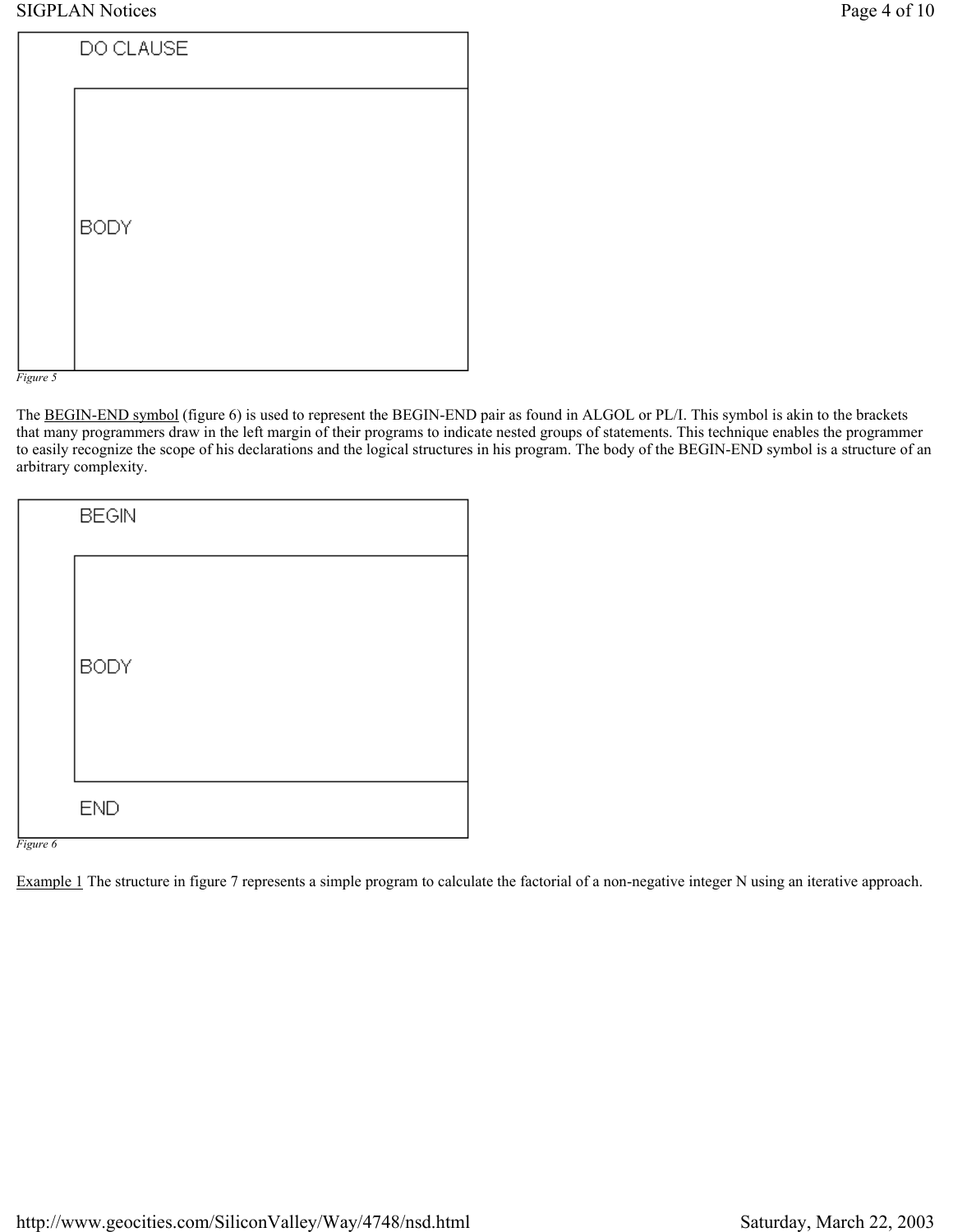DO CLAUSE

BODY

*Figure 5*

The BEGIN-END symbol (figure 6) is used to represent the BEGIN-END pair as found in ALGOL or PL/I. This symbol is akin to the brackets that many programmers draw in the left margin of their programs to indicate nested groups of statements. This technique enables the programmer to easily recognize the scope of his declarations and the logical structures in his program. The body of the BEGIN-END symbol is a structure of an arbitrary complexity.

BEGIN

BODY

END

*Figure 6*

Example 1 The structure in figure 7 represents a simple program to calculate the factorial of a non-negative integer N using an iterative approach.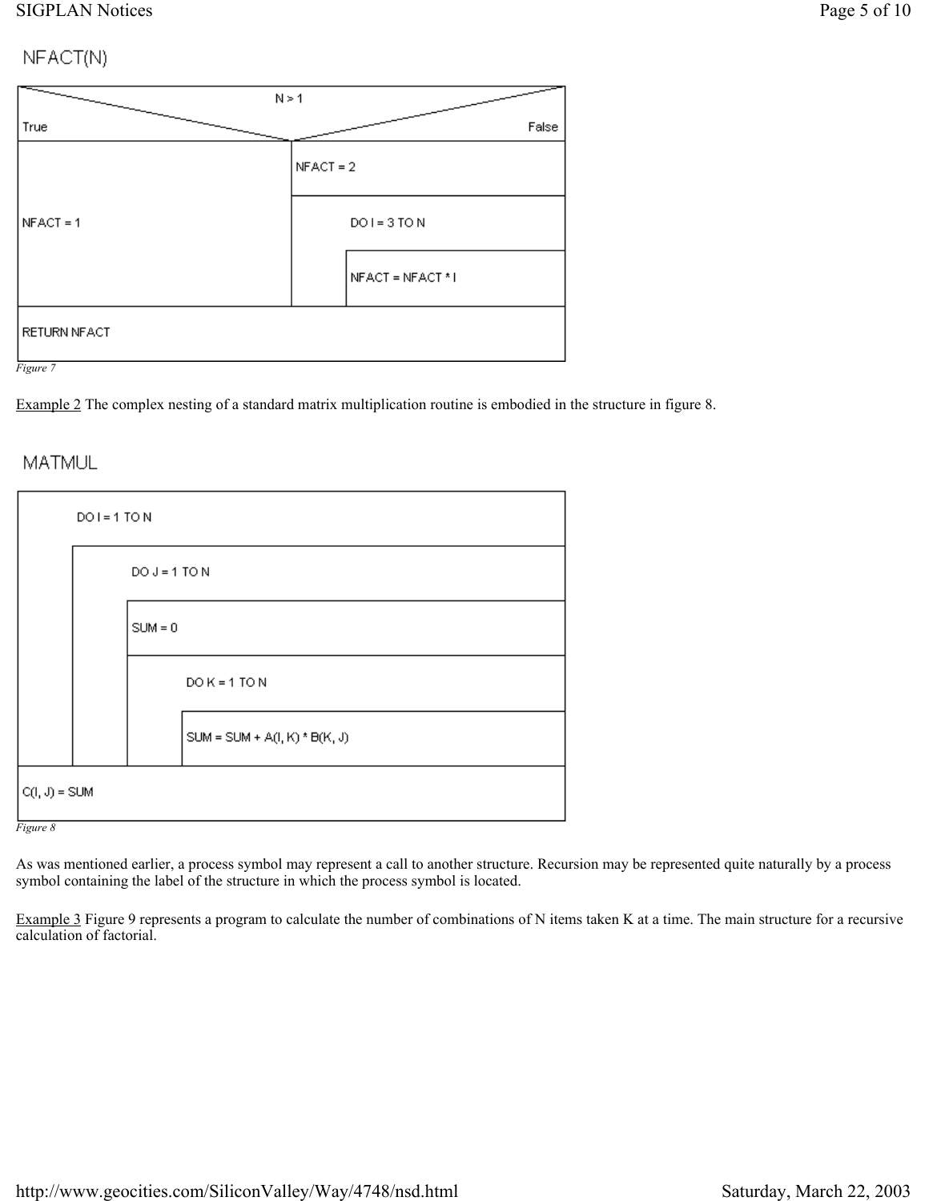NFACT(N)

| N > 1 (True) | N > 1 (False) |
|---|---|
| NFACT = 1 | NFACT = 2 |
| | DO I = 3 TO N |
| | &nbsp;&nbsp;&nbsp;&nbsp;NFACT = NFACT * I |
| RETURN NFACT | |

*Figure 7*

Example 2 The complex nesting of a standard matrix multiplication routine is embodied in the structure in figure 8.

MATMUL

```
DO I = 1 TO N
    DO J = 1 TO N
        SUM = 0
        DO K = 1 TO N
            SUM = SUM + A(I, K) * B(K, J)
C(I, J) = SUM
```

*Figure 8*

As was mentioned earlier, a process symbol may represent a call to another structure. Recursion may be represented quite naturally by a process symbol containing the label of the structure in which the process symbol is located.

Example 3 Figure 9 represents a program to calculate the number of combinations of N items taken K at a time. The main structure for a recursive calculation of factorial.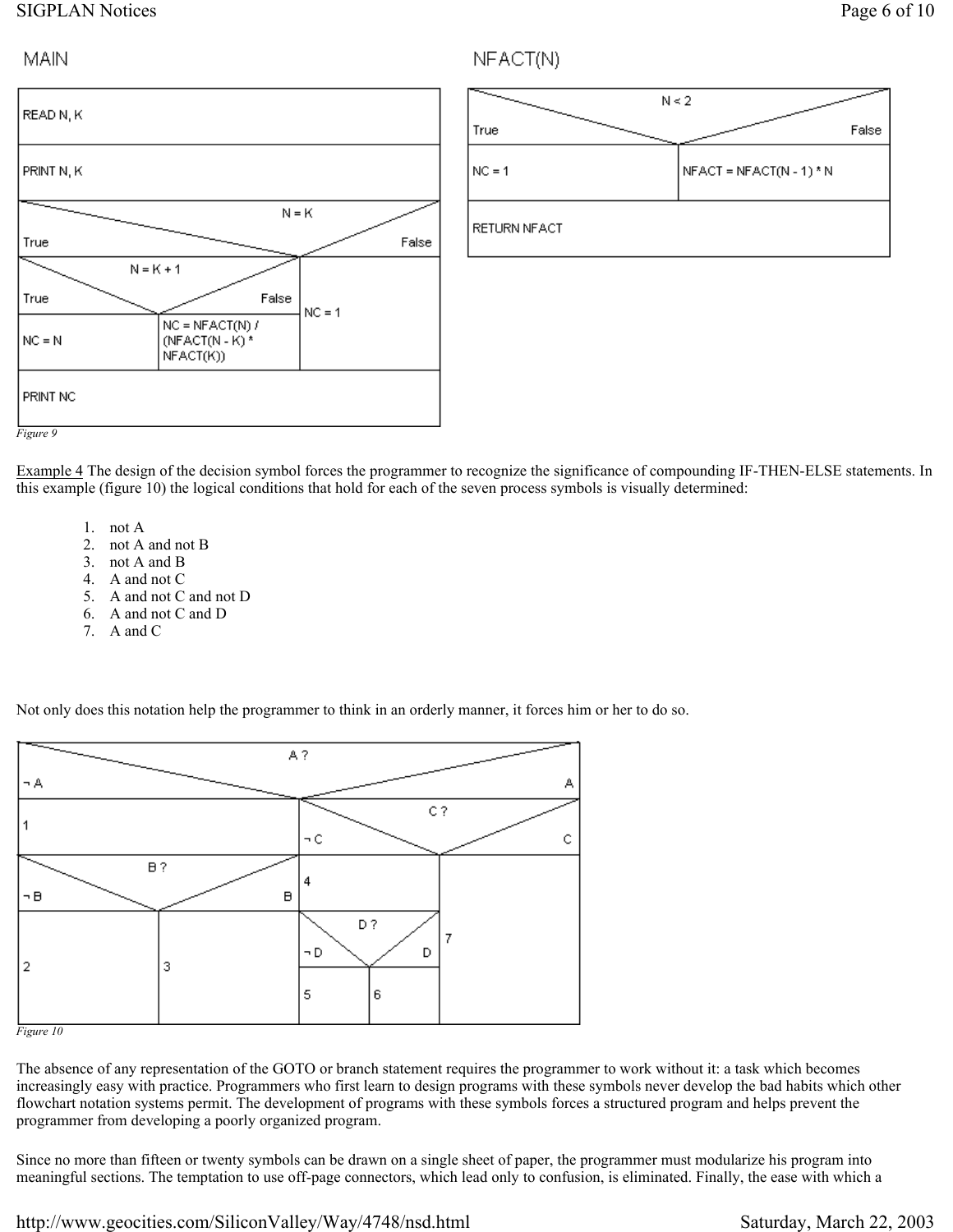MAIN

| READ N, K | | |
|---|---|---|
| PRINT N, K | | |
| N = K (True / False) | | |
| N = K + 1 (True / False) | | NC = 1 |
| NC = N | NC = NFACT(N) / (NFACT(N - K) * NFACT(K)) | |
| PRINT NC | | |

NFACT(N)

| N < 2 (True / False) | |
|---|---|
| NC = 1 | NFACT = NFACT(N - 1) * N |
| RETURN NFACT | |

*Figure 9*

Example 4 The design of the decision symbol forces the programmer to recognize the significance of compounding IF-THEN-ELSE statements. In this example (figure 10) the logical conditions that hold for each of the seven process symbols is visually determined:

1. not A
2. not A and not B
3. not A and B
4. A and not C
5. A and not C and not D
6. A and not C and D
7. A and C

Not only does this notation help the programmer to think in an orderly manner, it forces him or her to do so.

| A ? (¬ A / A) | | | | |
|---|---|---|---|---|
| 1 | C ? (¬ C / C) | | | |
| B ? (¬ B / B) | | 4 | | 7 |
| 2 | 3 | D ? (¬ D / D) | | |
| | | 5 | 6 | |

*Figure 10*

The absence of any representation of the GOTO or branch statement requires the programmer to work without it: a task which becomes increasingly easy with practice. Programmers who first learn to design programs with these symbols never develop the bad habits which other flowchart notation systems permit. The development of programs with these symbols forces a structured program and helps prevent the programmer from developing a poorly organized program.

Since no more than fifteen or twenty symbols can be drawn on a single sheet of paper, the programmer must modularize his program into meaningful sections. The temptation to use off-page connectors, which lead only to confusion, is eliminated. Finally, the ease with which a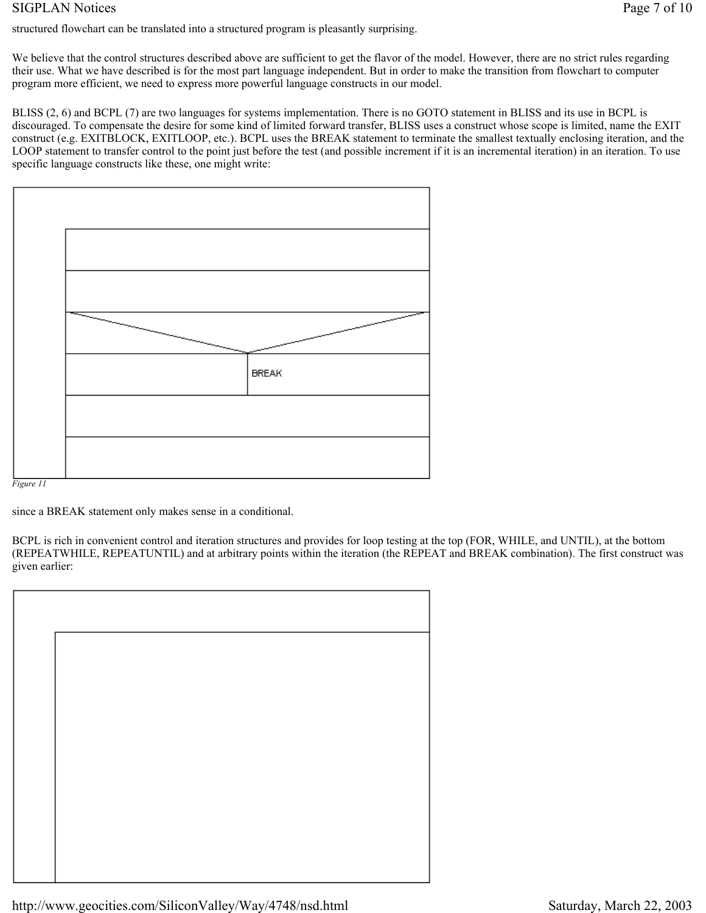structured flowchart can be translated into a structured program is pleasantly surprising.

We believe that the control structures described above are sufficient to get the flavor of the model. However, there are no strict rules regarding their use. What we have described is for the most part language independent. But in order to make the transition from flowchart to computer program more efficient, we need to express more powerful language constructs in our model.

BLISS (2, 6) and BCPL (7) are two languages for systems implementation. There is no GOTO statement in BLISS and its use in BCPL is discouraged. To compensate the desire for some kind of limited forward transfer, BLISS uses a construct whose scope is limited, name the EXIT construct (e.g. EXITBLOCK, EXITLOOP, etc.). BCPL uses the BREAK statement to terminate the smallest textually enclosing iteration, and the LOOP statement to transfer control to the point just before the test (and possible increment if it is an incremental iteration) in an iteration. To use specific language constructs like these, one might write:

BREAK

*Figure 11*

since a BREAK statement only makes sense in a conditional.

BCPL is rich in convenient control and iteration structures and provides for loop testing at the top (FOR, WHILE, and UNTIL), at the bottom (REPEATWHILE, REPEATUNTIL) and at arbitrary points within the iteration (the REPEAT and BREAK combination). The first construct was given earlier: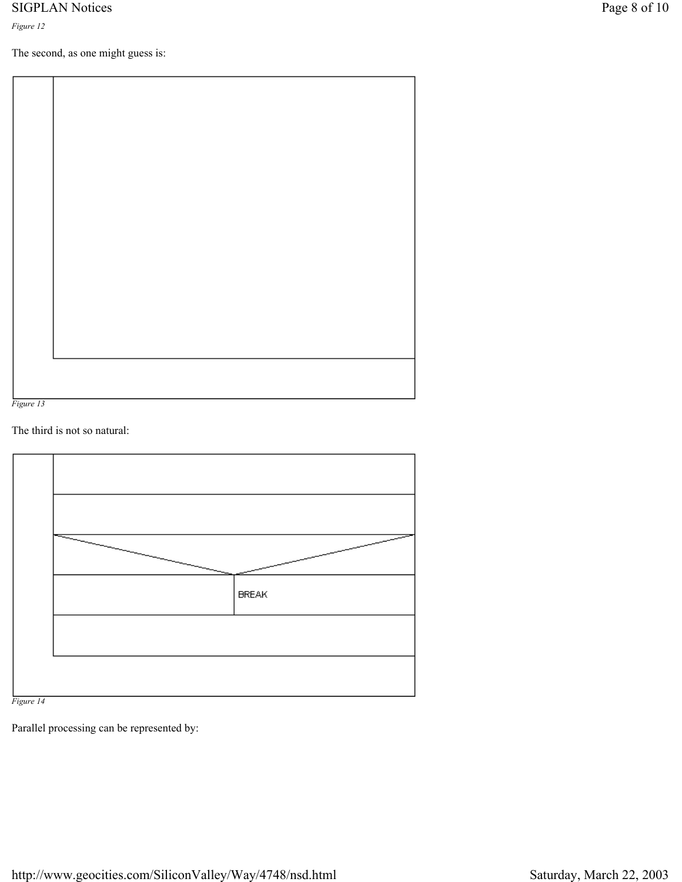*Figure 12*

The second, as one might guess is:

*Figure 13*

The third is not so natural:

BREAK

*Figure 14*

Parallel processing can be represented by: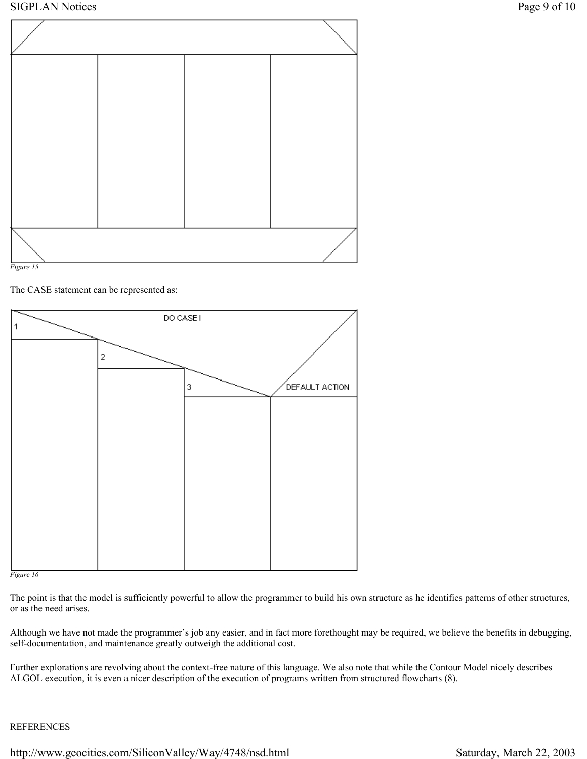*Figure 15*

The CASE statement can be represented as:

*Figure 16*

The point is that the model is sufficiently powerful to allow the programmer to build his own structure as he identifies patterns of other structures, or as the need arises.

Although we have not made the programmer's job any easier, and in fact more forethought may be required, we believe the benefits in debugging, self-documentation, and maintenance greatly outweigh the additional cost.

Further explorations are revolving about the context-free nature of this language. We also note that while the Contour Model nicely describes ALGOL execution, it is even a nicer description of the execution of programs written from structured flowcharts (8).

REFERENCES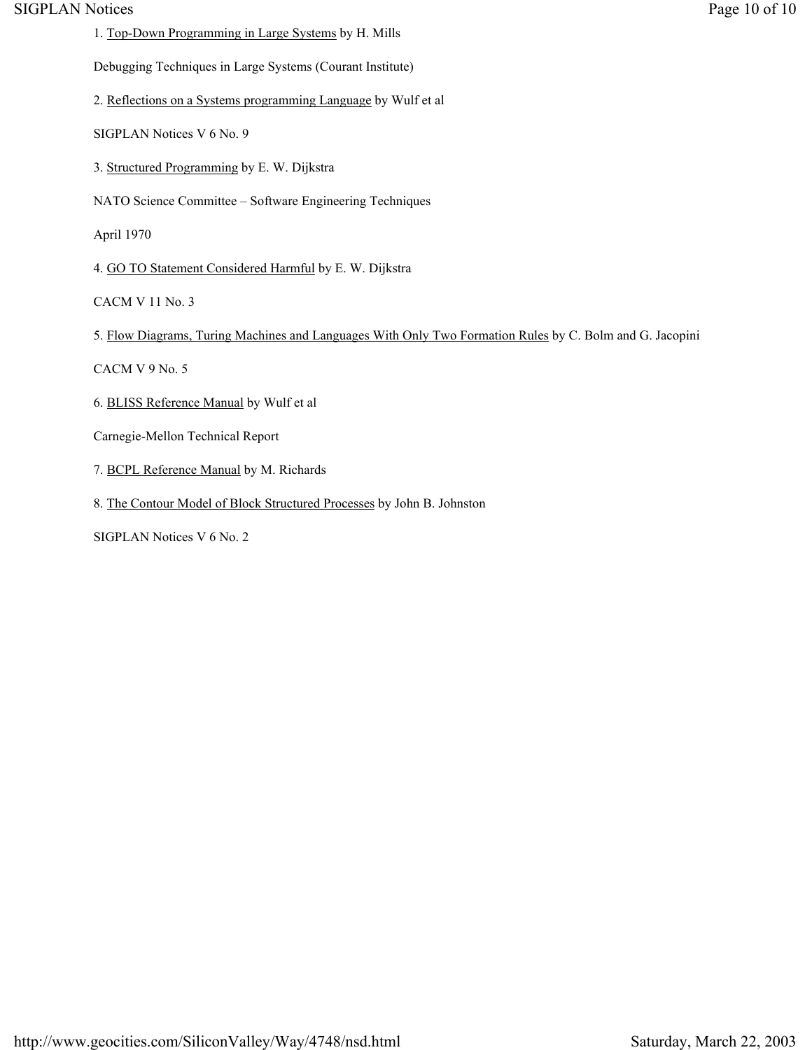1. <u>Top-Down Programming in Large Systems</u> by H. Mills

Debugging Techniques in Large Systems (Courant Institute)

2. <u>Reflections on a Systems programming Language</u> by Wulf et al

SIGPLAN Notices V 6 No. 9

3. <u>Structured Programming</u> by E. W. Dijkstra

NATO Science Committee – Software Engineering Techniques

April 1970

4. <u>GO TO Statement Considered Harmful</u> by E. W. Dijkstra

CACM V 11 No. 3

5. <u>Flow Diagrams, Turing Machines and Languages With Only Two Formation Rules</u> by C. Bolm and G. Jacopini

CACM V 9 No. 5

6. <u>BLISS Reference Manual</u> by Wulf et al

Carnegie-Mellon Technical Report

7. <u>BCPL Reference Manual</u> by M. Richards

8. <u>The Contour Model of Block Structured Processes</u> by John B. Johnston

SIGPLAN Notices V 6 No. 2